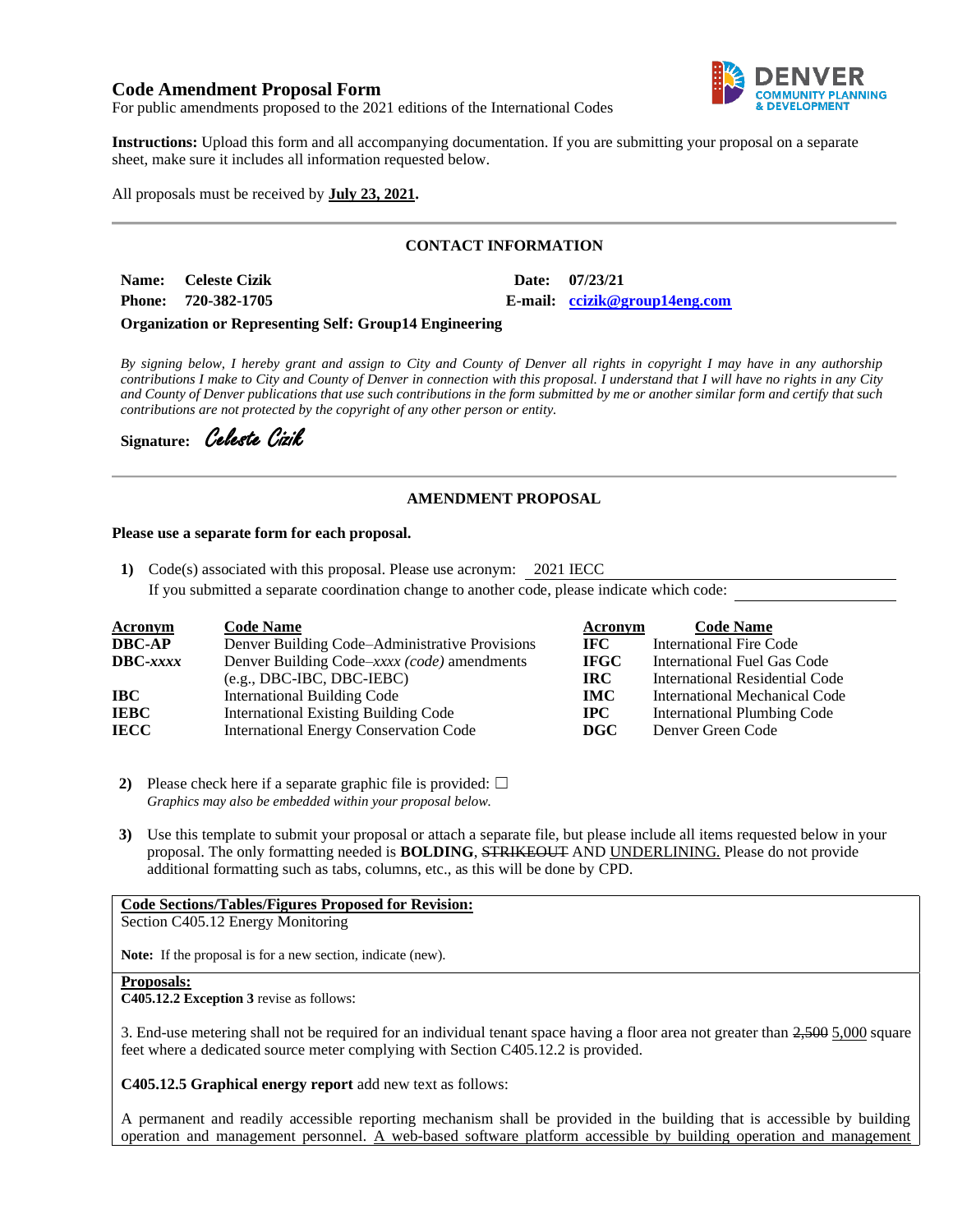# Code Amendment Proposal Form

For public amendments proposed to the 2021 editions of the International Codes

**Instructions:** Upload this form and all accompanying documentation. If you are submitting your proposal on a separate sheet, make sure it includes all information requested below.

All proposals must be received by **July 23, 2021.**

## CONTACT INFORMATION

**Name:** Celeste Cizik  **Date:** 07/23/21

**Phone:** 720-382-1705  **E-mail:** ccizik@group14eng.com

**Organization or Representing Self: Group14 Engineering**

*By signing below, I hereby grant and assign to City and County of Denver all rights in copyright I may have in any authorship contributions I make to City and County of Denver in connection with this proposal. I understand that I will have no rights in any City and County of Denver publications that use such contributions in the form submitted by me or another similar form and certify that such contributions are not protected by the copyright of any other person or entity.*

**Signature:** *Celeste Cizik*

## AMENDMENT PROPOSAL

**Please use a separate form for each proposal.**

**1)** Code(s) associated with this proposal. Please use acronym: 2021 IECC

If you submitted a separate coordination change to another code, please indicate which code:

| Acronym | Code Name | Acronym | Code Name |
|---|---|---|---|
| **DBC-AP** | Denver Building Code–Administrative Provisions | **IFC** | International Fire Code |
| **DBC-*xxxx*** | Denver Building Code–*xxxx (code)* amendments (e.g., DBC-IBC, DBC-IEBC) | **IFGC** | International Fuel Gas Code |
| **IBC** | International Building Code | **IRC** | International Residential Code |
| **IEBC** | International Existing Building Code | **IMC** | International Mechanical Code |
| **IECC** | International Energy Conservation Code | **IPC** | International Plumbing Code |
| | | **DGC** | Denver Green Code |

**2)** Please check here if a separate graphic file is provided: ☐

*Graphics may also be embedded within your proposal below.*

**3)** Use this template to submit your proposal or attach a separate file, but please include all items requested below in your proposal. The only formatting needed is **BOLDING**, ~~STRIKEOUT~~ AND <u>UNDERLINING.</u> Please do not provide additional formatting such as tabs, columns, etc., as this will be done by CPD.

**Code Sections/Tables/Figures Proposed for Revision:**

Section C405.12 Energy Monitoring

**Note:** If the proposal is for a new section, indicate (new).

**Proposals:**

**C405.12.2 Exception 3** revise as follows:

3. End-use metering shall not be required for an individual tenant space having a floor area not greater than ~~2,500~~ <u>5,000</u> square feet where a dedicated source meter complying with Section C405.12.2 is provided.

**C405.12.5 Graphical energy report** add new text as follows:

A permanent and readily accessible reporting mechanism shall be provided in the building that is accessible by building operation and management personnel. <u>A web-based software platform accessible by building operation and management</u>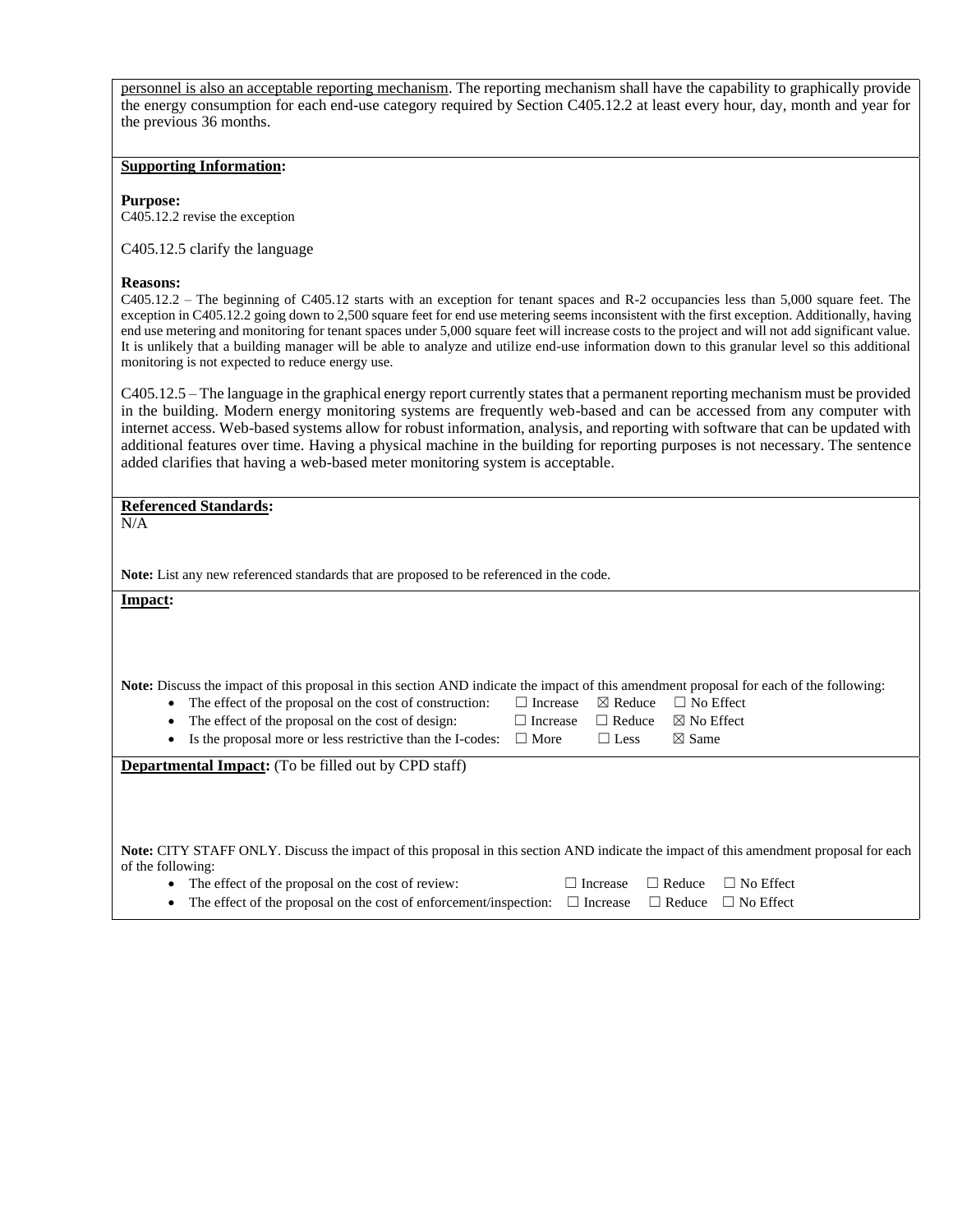personnel is also an acceptable reporting mechanism. The reporting mechanism shall have the capability to graphically provide the energy consumption for each end-use category required by Section C405.12.2 at least every hour, day, month and year for the previous 36 months.

**Supporting Information:**

**Purpose:**
C405.12.2 revise the exception

C405.12.5 clarify the language

**Reasons:**
C405.12.2 – The beginning of C405.12 starts with an exception for tenant spaces and R-2 occupancies less than 5,000 square feet. The exception in C405.12.2 going down to 2,500 square feet for end use metering seems inconsistent with the first exception. Additionally, having end use metering and monitoring for tenant spaces under 5,000 square feet will increase costs to the project and will not add significant value. It is unlikely that a building manager will be able to analyze and utilize end-use information down to this granular level so this additional monitoring is not expected to reduce energy use.

C405.12.5 – The language in the graphical energy report currently states that a permanent reporting mechanism must be provided in the building. Modern energy monitoring systems are frequently web-based and can be accessed from any computer with internet access. Web-based systems allow for robust information, analysis, and reporting with software that can be updated with additional features over time. Having a physical machine in the building for reporting purposes is not necessary. The sentence added clarifies that having a web-based meter monitoring system is acceptable.

**Referenced Standards:**
N/A

**Note:** List any new referenced standards that are proposed to be referenced in the code.

**Impact:**

**Note:** Discuss the impact of this proposal in this section AND indicate the impact of this amendment proposal for each of the following:

- The effect of the proposal on the cost of construction: ☐ Increase ☒ Reduce ☐ No Effect
- The effect of the proposal on the cost of design: ☐ Increase ☐ Reduce ☒ No Effect
- Is the proposal more or less restrictive than the I-codes: ☐ More ☐ Less ☒ Same

**Departmental Impact:** (To be filled out by CPD staff)

**Note:** CITY STAFF ONLY. Discuss the impact of this proposal in this section AND indicate the impact of this amendment proposal for each of the following:

- The effect of the proposal on the cost of review: ☐ Increase ☐ Reduce ☐ No Effect
- The effect of the proposal on the cost of enforcement/inspection: ☐ Increase ☐ Reduce ☐ No Effect